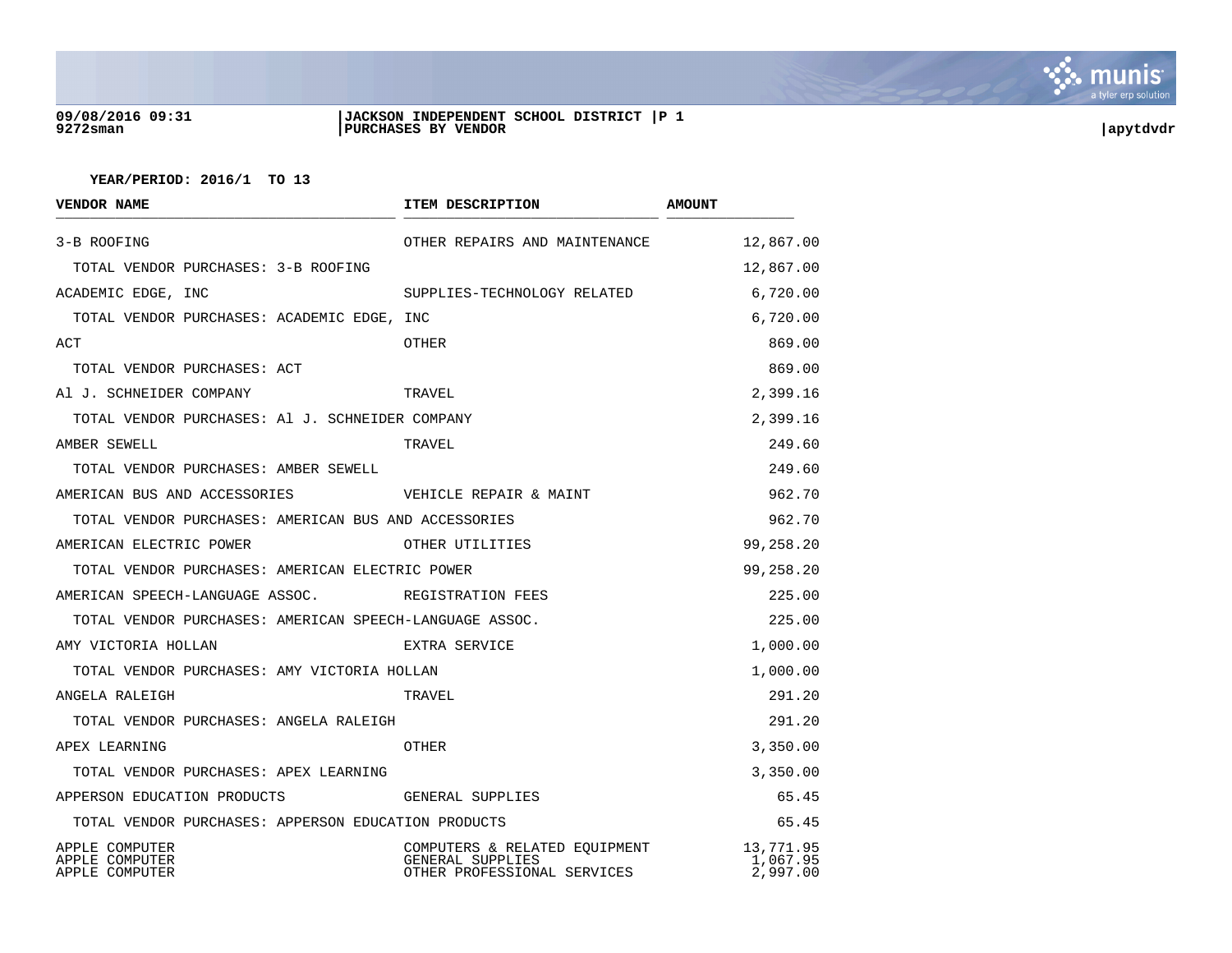09/08/2016 09:31
9272sman

**JACKSON INDEPENDENT SCHOOL DISTRICT**
**PURCHASES BY VENDOR**

apytdvdr

**YEAR/PERIOD: 2016/1 TO 13**

| VENDOR NAME | ITEM DESCRIPTION | AMOUNT |
|---|---|---|
| 3-B ROOFING | OTHER REPAIRS AND MAINTENANCE | 12,867.00 |
| TOTAL VENDOR PURCHASES: 3-B ROOFING | | 12,867.00 |
| ACADEMIC EDGE, INC | SUPPLIES-TECHNOLOGY RELATED | 6,720.00 |
| TOTAL VENDOR PURCHASES: ACADEMIC EDGE, INC | | 6,720.00 |
| ACT | OTHER | 869.00 |
| TOTAL VENDOR PURCHASES: ACT | | 869.00 |
| Al J. SCHNEIDER COMPANY | TRAVEL | 2,399.16 |
| TOTAL VENDOR PURCHASES: Al J. SCHNEIDER COMPANY | | 2,399.16 |
| AMBER SEWELL | TRAVEL | 249.60 |
| TOTAL VENDOR PURCHASES: AMBER SEWELL | | 249.60 |
| AMERICAN BUS AND ACCESSORIES | VEHICLE REPAIR & MAINT | 962.70 |
| TOTAL VENDOR PURCHASES: AMERICAN BUS AND ACCESSORIES | | 962.70 |
| AMERICAN ELECTRIC POWER | OTHER UTILITIES | 99,258.20 |
| TOTAL VENDOR PURCHASES: AMERICAN ELECTRIC POWER | | 99,258.20 |
| AMERICAN SPEECH-LANGUAGE ASSOC. | REGISTRATION FEES | 225.00 |
| TOTAL VENDOR PURCHASES: AMERICAN SPEECH-LANGUAGE ASSOC. | | 225.00 |
| AMY VICTORIA HOLLAN | EXTRA SERVICE | 1,000.00 |
| TOTAL VENDOR PURCHASES: AMY VICTORIA HOLLAN | | 1,000.00 |
| ANGELA RALEIGH | TRAVEL | 291.20 |
| TOTAL VENDOR PURCHASES: ANGELA RALEIGH | | 291.20 |
| APEX LEARNING | OTHER | 3,350.00 |
| TOTAL VENDOR PURCHASES: APEX LEARNING | | 3,350.00 |
| APPERSON EDUCATION PRODUCTS | GENERAL SUPPLIES | 65.45 |
| TOTAL VENDOR PURCHASES: APPERSON EDUCATION PRODUCTS | | 65.45 |
| APPLE COMPUTER | COMPUTERS & RELATED EQUIPMENT | 13,771.95 |
| APPLE COMPUTER | GENERAL SUPPLIES | 1,067.95 |
| APPLE COMPUTER | OTHER PROFESSIONAL SERVICES | 2,997.00 |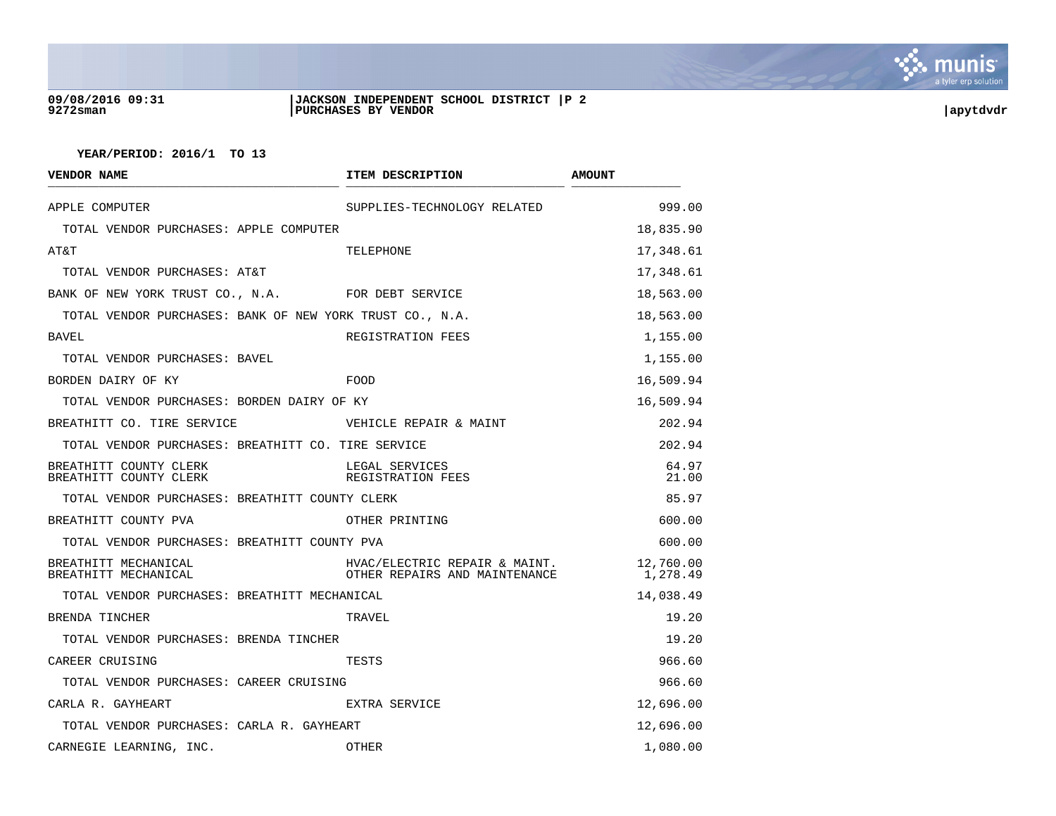**YEAR/PERIOD: 2016/1 TO 13**

| VENDOR NAME | ITEM DESCRIPTION | AMOUNT |
|---|---|---|
| APPLE COMPUTER | SUPPLIES-TECHNOLOGY RELATED | 999.00 |
| TOTAL VENDOR PURCHASES: APPLE COMPUTER | | 18,835.90 |
| AT&T | TELEPHONE | 17,348.61 |
| TOTAL VENDOR PURCHASES: AT&T | | 17,348.61 |
| BANK OF NEW YORK TRUST CO., N.A. | FOR DEBT SERVICE | 18,563.00 |
| TOTAL VENDOR PURCHASES: BANK OF NEW YORK TRUST CO., N.A. | | 18,563.00 |
| BAVEL | REGISTRATION FEES | 1,155.00 |
| TOTAL VENDOR PURCHASES: BAVEL | | 1,155.00 |
| BORDEN DAIRY OF KY | FOOD | 16,509.94 |
| TOTAL VENDOR PURCHASES: BORDEN DAIRY OF KY | | 16,509.94 |
| BREATHITT CO. TIRE SERVICE | VEHICLE REPAIR & MAINT | 202.94 |
| TOTAL VENDOR PURCHASES: BREATHITT CO. TIRE SERVICE | | 202.94 |
| BREATHITT COUNTY CLERK | LEGAL SERVICES | 64.97 |
| BREATHITT COUNTY CLERK | REGISTRATION FEES | 21.00 |
| TOTAL VENDOR PURCHASES: BREATHITT COUNTY CLERK | | 85.97 |
| BREATHITT COUNTY PVA | OTHER PRINTING | 600.00 |
| TOTAL VENDOR PURCHASES: BREATHITT COUNTY PVA | | 600.00 |
| BREATHITT MECHANICAL | HVAC/ELECTRIC REPAIR & MAINT. | 12,760.00 |
| BREATHITT MECHANICAL | OTHER REPAIRS AND MAINTENANCE | 1,278.49 |
| TOTAL VENDOR PURCHASES: BREATHITT MECHANICAL | | 14,038.49 |
| BRENDA TINCHER | TRAVEL | 19.20 |
| TOTAL VENDOR PURCHASES: BRENDA TINCHER | | 19.20 |
| CAREER CRUISING | TESTS | 966.60 |
| TOTAL VENDOR PURCHASES: CAREER CRUISING | | 966.60 |
| CARLA R. GAYHEART | EXTRA SERVICE | 12,696.00 |
| TOTAL VENDOR PURCHASES: CARLA R. GAYHEART | | 12,696.00 |
| CARNEGIE LEARNING, INC. | OTHER | 1,080.00 |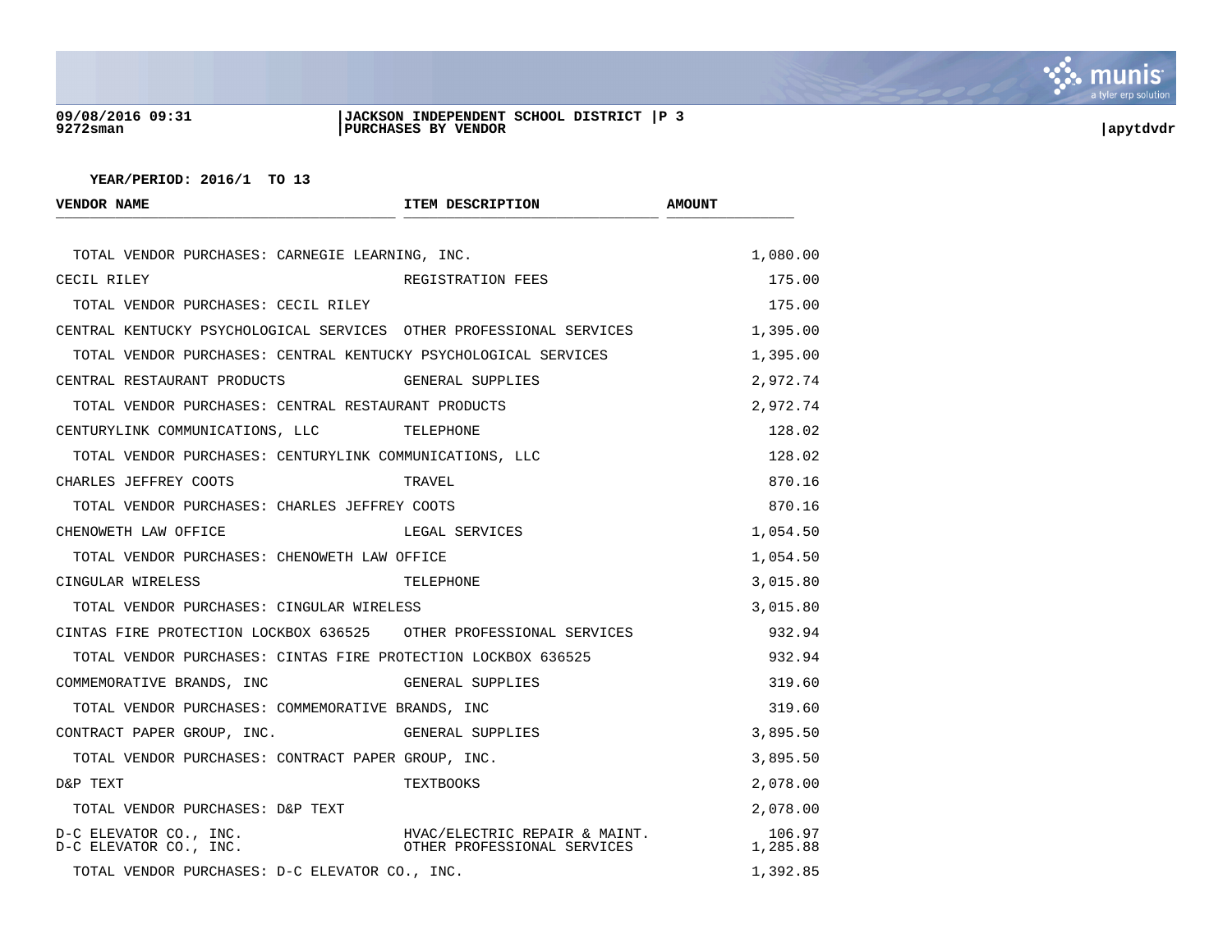YEAR/PERIOD: 2016/1 TO 13

| VENDOR NAME | ITEM DESCRIPTION | AMOUNT |
|---|---|---|
| TOTAL VENDOR PURCHASES: CARNEGIE LEARNING, INC. | | 1,080.00 |
| CECIL RILEY | REGISTRATION FEES | 175.00 |
| TOTAL VENDOR PURCHASES: CECIL RILEY | | 175.00 |
| CENTRAL KENTUCKY PSYCHOLOGICAL SERVICES | OTHER PROFESSIONAL SERVICES | 1,395.00 |
| TOTAL VENDOR PURCHASES: CENTRAL KENTUCKY PSYCHOLOGICAL SERVICES | | 1,395.00 |
| CENTRAL RESTAURANT PRODUCTS | GENERAL SUPPLIES | 2,972.74 |
| TOTAL VENDOR PURCHASES: CENTRAL RESTAURANT PRODUCTS | | 2,972.74 |
| CENTURYLINK COMMUNICATIONS, LLC | TELEPHONE | 128.02 |
| TOTAL VENDOR PURCHASES: CENTURYLINK COMMUNICATIONS, LLC | | 128.02 |
| CHARLES JEFFREY COOTS | TRAVEL | 870.16 |
| TOTAL VENDOR PURCHASES: CHARLES JEFFREY COOTS | | 870.16 |
| CHENOWETH LAW OFFICE | LEGAL SERVICES | 1,054.50 |
| TOTAL VENDOR PURCHASES: CHENOWETH LAW OFFICE | | 1,054.50 |
| CINGULAR WIRELESS | TELEPHONE | 3,015.80 |
| TOTAL VENDOR PURCHASES: CINGULAR WIRELESS | | 3,015.80 |
| CINTAS FIRE PROTECTION LOCKBOX 636525 | OTHER PROFESSIONAL SERVICES | 932.94 |
| TOTAL VENDOR PURCHASES: CINTAS FIRE PROTECTION LOCKBOX 636525 | | 932.94 |
| COMMEMORATIVE BRANDS, INC | GENERAL SUPPLIES | 319.60 |
| TOTAL VENDOR PURCHASES: COMMEMORATIVE BRANDS, INC | | 319.60 |
| CONTRACT PAPER GROUP, INC. | GENERAL SUPPLIES | 3,895.50 |
| TOTAL VENDOR PURCHASES: CONTRACT PAPER GROUP, INC. | | 3,895.50 |
| D&P TEXT | TEXTBOOKS | 2,078.00 |
| TOTAL VENDOR PURCHASES: D&P TEXT | | 2,078.00 |
| D-C ELEVATOR CO., INC. | HVAC/ELECTRIC REPAIR & MAINT. | 106.97 |
| D-C ELEVATOR CO., INC. | OTHER PROFESSIONAL SERVICES | 1,285.88 |
| TOTAL VENDOR PURCHASES: D-C ELEVATOR CO., INC. | | 1,392.85 |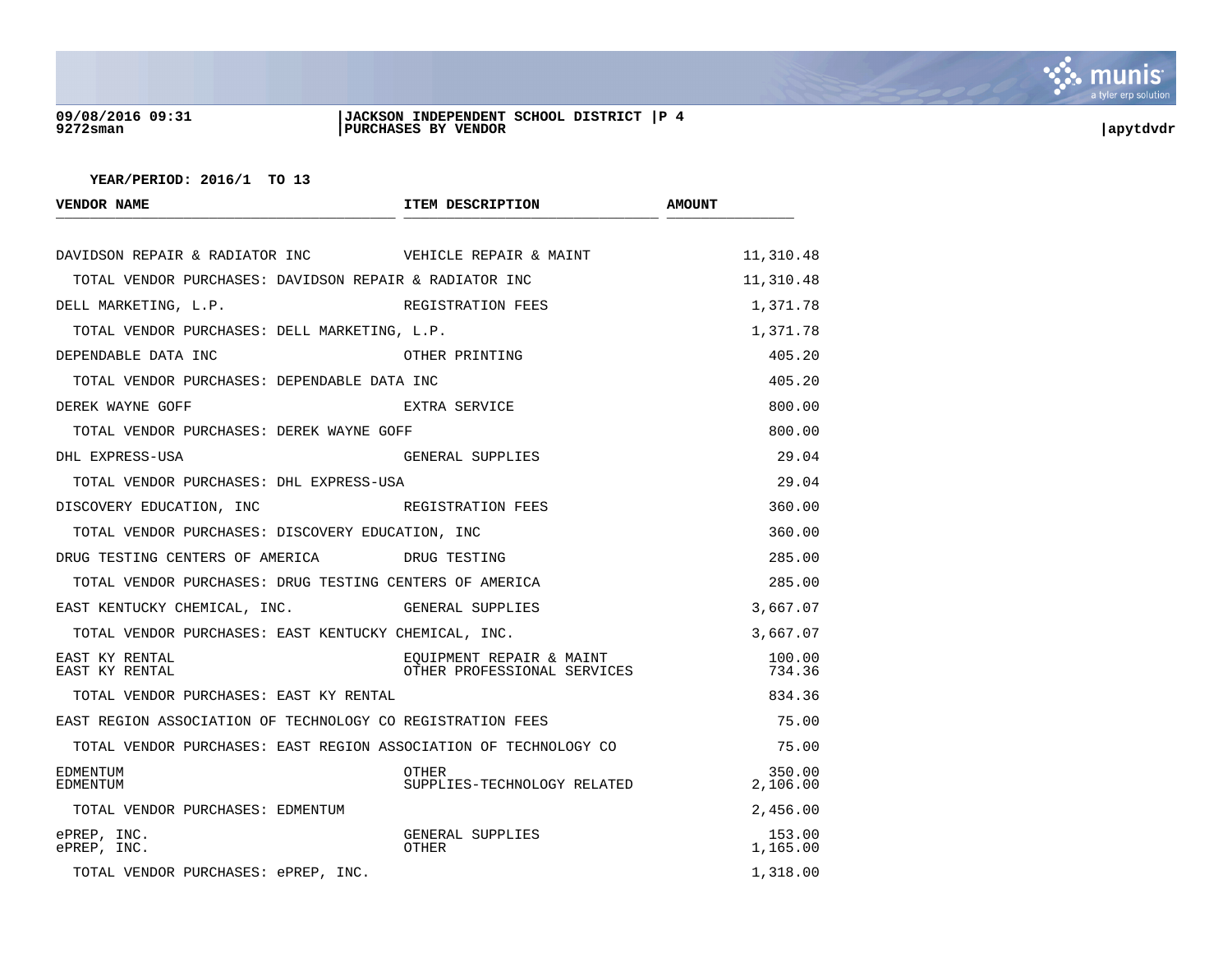**JACKSON INDEPENDENT SCHOOL DISTRICT**
**PURCHASES BY VENDOR**

**YEAR/PERIOD: 2016/1 TO 13**

| VENDOR NAME | ITEM DESCRIPTION | AMOUNT |
|---|---|---|
| DAVIDSON REPAIR & RADIATOR INC | VEHICLE REPAIR & MAINT | 11,310.48 |
| TOTAL VENDOR PURCHASES: DAVIDSON REPAIR & RADIATOR INC | | 11,310.48 |
| DELL MARKETING, L.P. | REGISTRATION FEES | 1,371.78 |
| TOTAL VENDOR PURCHASES: DELL MARKETING, L.P. | | 1,371.78 |
| DEPENDABLE DATA INC | OTHER PRINTING | 405.20 |
| TOTAL VENDOR PURCHASES: DEPENDABLE DATA INC | | 405.20 |
| DEREK WAYNE GOFF | EXTRA SERVICE | 800.00 |
| TOTAL VENDOR PURCHASES: DEREK WAYNE GOFF | | 800.00 |
| DHL EXPRESS-USA | GENERAL SUPPLIES | 29.04 |
| TOTAL VENDOR PURCHASES: DHL EXPRESS-USA | | 29.04 |
| DISCOVERY EDUCATION, INC | REGISTRATION FEES | 360.00 |
| TOTAL VENDOR PURCHASES: DISCOVERY EDUCATION, INC | | 360.00 |
| DRUG TESTING CENTERS OF AMERICA | DRUG TESTING | 285.00 |
| TOTAL VENDOR PURCHASES: DRUG TESTING CENTERS OF AMERICA | | 285.00 |
| EAST KENTUCKY CHEMICAL, INC. | GENERAL SUPPLIES | 3,667.07 |
| TOTAL VENDOR PURCHASES: EAST KENTUCKY CHEMICAL, INC. | | 3,667.07 |
| EAST KY RENTAL | EQUIPMENT REPAIR & MAINT | 100.00 |
| EAST KY RENTAL | OTHER PROFESSIONAL SERVICES | 734.36 |
| TOTAL VENDOR PURCHASES: EAST KY RENTAL | | 834.36 |
| EAST REGION ASSOCIATION OF TECHNOLOGY CO | REGISTRATION FEES | 75.00 |
| TOTAL VENDOR PURCHASES: EAST REGION ASSOCIATION OF TECHNOLOGY CO | | 75.00 |
| EDMENTUM | OTHER | 350.00 |
| EDMENTUM | SUPPLIES-TECHNOLOGY RELATED | 2,106.00 |
| TOTAL VENDOR PURCHASES: EDMENTUM | | 2,456.00 |
| ePREP, INC. | GENERAL SUPPLIES | 153.00 |
| ePREP, INC. | OTHER | 1,165.00 |
| TOTAL VENDOR PURCHASES: ePREP, INC. | | 1,318.00 |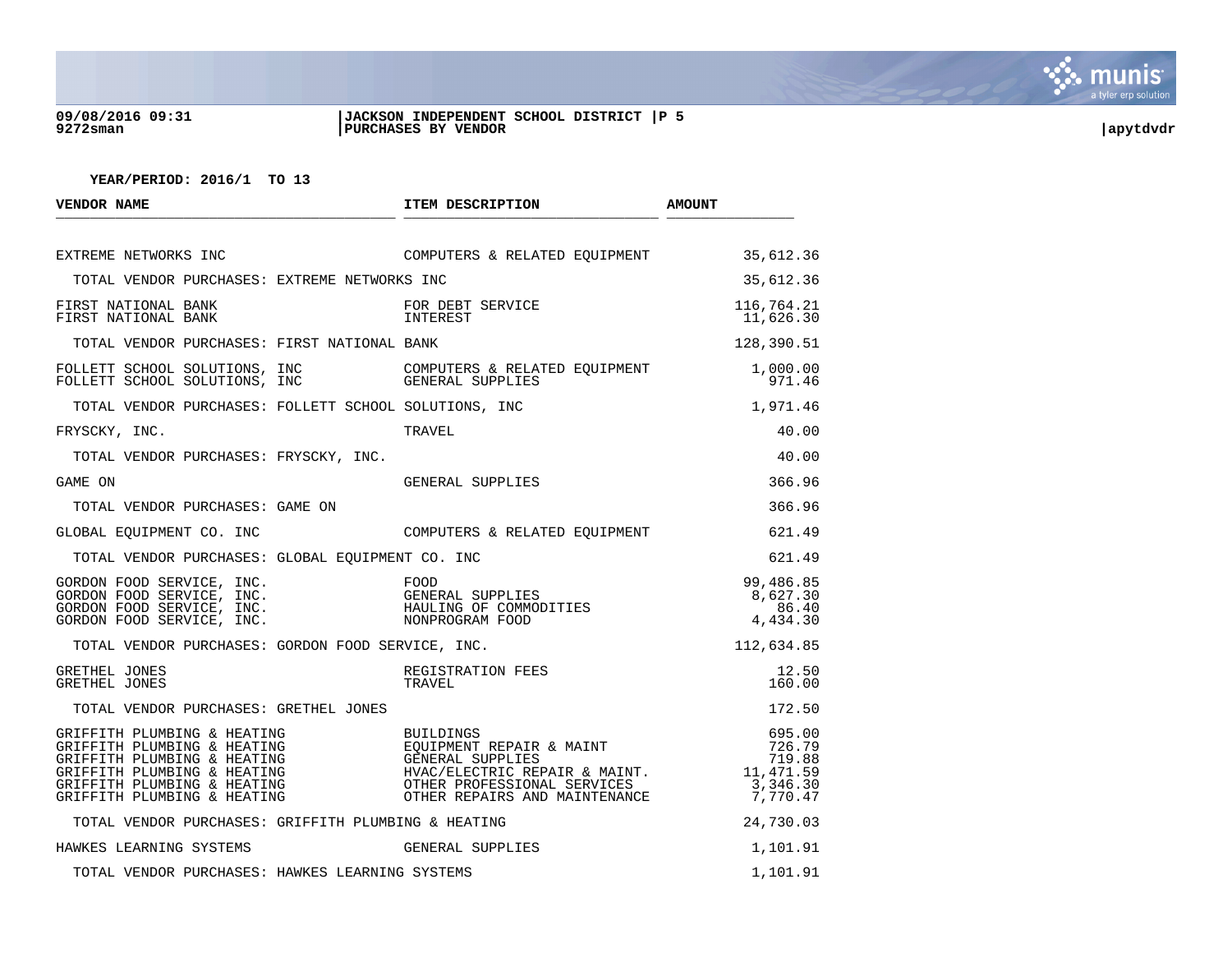**YEAR/PERIOD: 2016/1 TO 13**

| VENDOR NAME | ITEM DESCRIPTION | AMOUNT |
|---|---|---|
| EXTREME NETWORKS INC | COMPUTERS & RELATED EQUIPMENT | 35,612.36 |
| TOTAL VENDOR PURCHASES: EXTREME NETWORKS INC | | 35,612.36 |
| FIRST NATIONAL BANK | FOR DEBT SERVICE | 116,764.21 |
| FIRST NATIONAL BANK | INTEREST | 11,626.30 |
| TOTAL VENDOR PURCHASES: FIRST NATIONAL BANK | | 128,390.51 |
| FOLLETT SCHOOL SOLUTIONS, INC | COMPUTERS & RELATED EQUIPMENT | 1,000.00 |
| FOLLETT SCHOOL SOLUTIONS, INC | GENERAL SUPPLIES | 971.46 |
| TOTAL VENDOR PURCHASES: FOLLETT SCHOOL SOLUTIONS, INC | | 1,971.46 |
| FRYSCKY, INC. | TRAVEL | 40.00 |
| TOTAL VENDOR PURCHASES: FRYSCKY, INC. | | 40.00 |
| GAME ON | GENERAL SUPPLIES | 366.96 |
| TOTAL VENDOR PURCHASES: GAME ON | | 366.96 |
| GLOBAL EQUIPMENT CO. INC | COMPUTERS & RELATED EQUIPMENT | 621.49 |
| TOTAL VENDOR PURCHASES: GLOBAL EQUIPMENT CO. INC | | 621.49 |
| GORDON FOOD SERVICE, INC. | FOOD | 99,486.85 |
| GORDON FOOD SERVICE, INC. | GENERAL SUPPLIES | 8,627.30 |
| GORDON FOOD SERVICE, INC. | HAULING OF COMMODITIES | 86.40 |
| GORDON FOOD SERVICE, INC. | NONPROGRAM FOOD | 4,434.30 |
| TOTAL VENDOR PURCHASES: GORDON FOOD SERVICE, INC. | | 112,634.85 |
| GRETHEL JONES | REGISTRATION FEES | 12.50 |
| GRETHEL JONES | TRAVEL | 160.00 |
| TOTAL VENDOR PURCHASES: GRETHEL JONES | | 172.50 |
| GRIFFITH PLUMBING & HEATING | BUILDINGS | 695.00 |
| GRIFFITH PLUMBING & HEATING | EQUIPMENT REPAIR & MAINT | 726.79 |
| GRIFFITH PLUMBING & HEATING | GENERAL SUPPLIES | 719.88 |
| GRIFFITH PLUMBING & HEATING | HVAC/ELECTRIC REPAIR & MAINT. | 11,471.59 |
| GRIFFITH PLUMBING & HEATING | OTHER PROFESSIONAL SERVICES | 3,346.30 |
| GRIFFITH PLUMBING & HEATING | OTHER REPAIRS AND MAINTENANCE | 7,770.47 |
| TOTAL VENDOR PURCHASES: GRIFFITH PLUMBING & HEATING | | 24,730.03 |
| HAWKES LEARNING SYSTEMS | GENERAL SUPPLIES | 1,101.91 |
| TOTAL VENDOR PURCHASES: HAWKES LEARNING SYSTEMS | | 1,101.91 |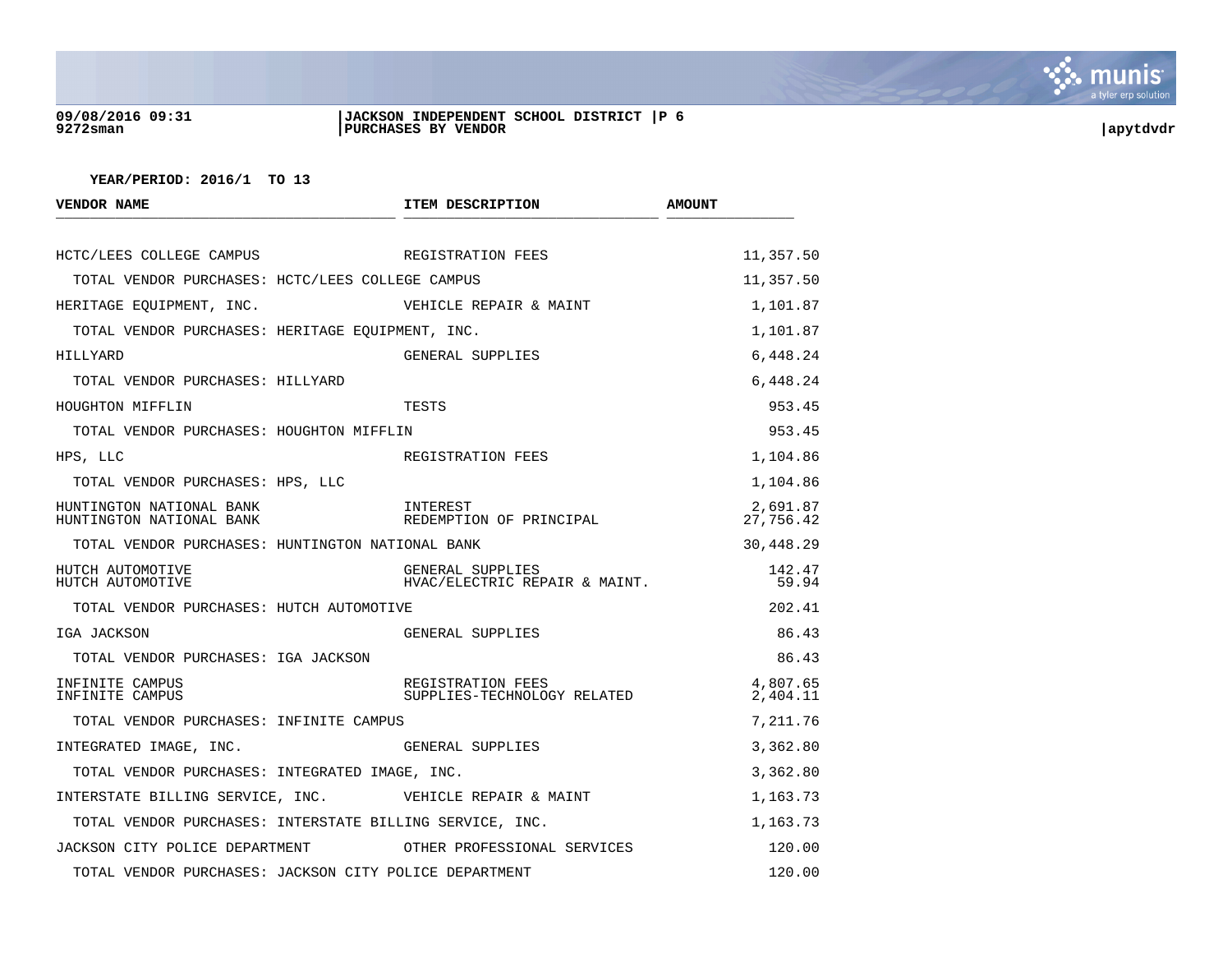**09/08/2016 09:31**
**9272sman**

**JACKSON INDEPENDENT SCHOOL DISTRICT |P 6**
**PURCHASES BY VENDOR**

**|apytdvdr**

**YEAR/PERIOD: 2016/1 TO 13**

| VENDOR NAME | ITEM DESCRIPTION | AMOUNT |
|---|---|---|
| HCTC/LEES COLLEGE CAMPUS | REGISTRATION FEES | 11,357.50 |
| TOTAL VENDOR PURCHASES: HCTC/LEES COLLEGE CAMPUS | | 11,357.50 |
| HERITAGE EQUIPMENT, INC. | VEHICLE REPAIR & MAINT | 1,101.87 |
| TOTAL VENDOR PURCHASES: HERITAGE EQUIPMENT, INC. | | 1,101.87 |
| HILLYARD | GENERAL SUPPLIES | 6,448.24 |
| TOTAL VENDOR PURCHASES: HILLYARD | | 6,448.24 |
| HOUGHTON MIFFLIN | TESTS | 953.45 |
| TOTAL VENDOR PURCHASES: HOUGHTON MIFFLIN | | 953.45 |
| HPS, LLC | REGISTRATION FEES | 1,104.86 |
| TOTAL VENDOR PURCHASES: HPS, LLC | | 1,104.86 |
| HUNTINGTON NATIONAL BANK | INTEREST | 2,691.87 |
| HUNTINGTON NATIONAL BANK | REDEMPTION OF PRINCIPAL | 27,756.42 |
| TOTAL VENDOR PURCHASES: HUNTINGTON NATIONAL BANK | | 30,448.29 |
| HUTCH AUTOMOTIVE | GENERAL SUPPLIES | 142.47 |
| HUTCH AUTOMOTIVE | HVAC/ELECTRIC REPAIR & MAINT. | 59.94 |
| TOTAL VENDOR PURCHASES: HUTCH AUTOMOTIVE | | 202.41 |
| IGA JACKSON | GENERAL SUPPLIES | 86.43 |
| TOTAL VENDOR PURCHASES: IGA JACKSON | | 86.43 |
| INFINITE CAMPUS | REGISTRATION FEES | 4,807.65 |
| INFINITE CAMPUS | SUPPLIES-TECHNOLOGY RELATED | 2,404.11 |
| TOTAL VENDOR PURCHASES: INFINITE CAMPUS | | 7,211.76 |
| INTEGRATED IMAGE, INC. | GENERAL SUPPLIES | 3,362.80 |
| TOTAL VENDOR PURCHASES: INTEGRATED IMAGE, INC. | | 3,362.80 |
| INTERSTATE BILLING SERVICE, INC. | VEHICLE REPAIR & MAINT | 1,163.73 |
| TOTAL VENDOR PURCHASES: INTERSTATE BILLING SERVICE, INC. | | 1,163.73 |
| JACKSON CITY POLICE DEPARTMENT | OTHER PROFESSIONAL SERVICES | 120.00 |
| TOTAL VENDOR PURCHASES: JACKSON CITY POLICE DEPARTMENT | | 120.00 |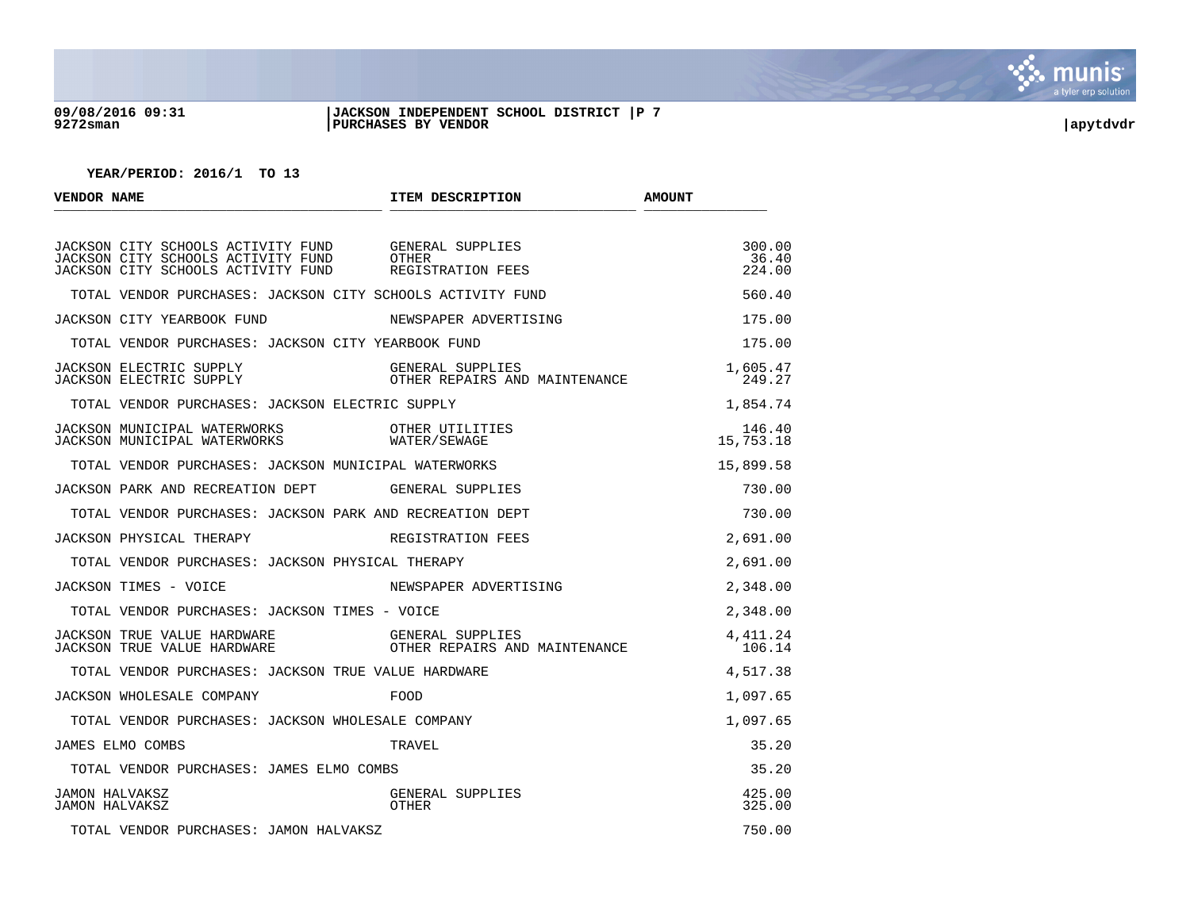**09/08/2016 09:31** | **JACKSON INDEPENDENT SCHOOL DISTRICT** | **P 7**
**9272sman** | **PURCHASES BY VENDOR** | **apytdvdr**

**YEAR/PERIOD: 2016/1 TO 13**

| VENDOR NAME | ITEM DESCRIPTION | AMOUNT |
|---|---|---|
| JACKSON CITY SCHOOLS ACTIVITY FUND | GENERAL SUPPLIES | 300.00 |
| JACKSON CITY SCHOOLS ACTIVITY FUND | OTHER | 36.40 |
| JACKSON CITY SCHOOLS ACTIVITY FUND | REGISTRATION FEES | 224.00 |
| TOTAL VENDOR PURCHASES: JACKSON CITY SCHOOLS ACTIVITY FUND | | 560.40 |
| JACKSON CITY YEARBOOK FUND | NEWSPAPER ADVERTISING | 175.00 |
| TOTAL VENDOR PURCHASES: JACKSON CITY YEARBOOK FUND | | 175.00 |
| JACKSON ELECTRIC SUPPLY | GENERAL SUPPLIES | 1,605.47 |
| JACKSON ELECTRIC SUPPLY | OTHER REPAIRS AND MAINTENANCE | 249.27 |
| TOTAL VENDOR PURCHASES: JACKSON ELECTRIC SUPPLY | | 1,854.74 |
| JACKSON MUNICIPAL WATERWORKS | OTHER UTILITIES | 146.40 |
| JACKSON MUNICIPAL WATERWORKS | WATER/SEWAGE | 15,753.18 |
| TOTAL VENDOR PURCHASES: JACKSON MUNICIPAL WATERWORKS | | 15,899.58 |
| JACKSON PARK AND RECREATION DEPT | GENERAL SUPPLIES | 730.00 |
| TOTAL VENDOR PURCHASES: JACKSON PARK AND RECREATION DEPT | | 730.00 |
| JACKSON PHYSICAL THERAPY | REGISTRATION FEES | 2,691.00 |
| TOTAL VENDOR PURCHASES: JACKSON PHYSICAL THERAPY | | 2,691.00 |
| JACKSON TIMES - VOICE | NEWSPAPER ADVERTISING | 2,348.00 |
| TOTAL VENDOR PURCHASES: JACKSON TIMES - VOICE | | 2,348.00 |
| JACKSON TRUE VALUE HARDWARE | GENERAL SUPPLIES | 4,411.24 |
| JACKSON TRUE VALUE HARDWARE | OTHER REPAIRS AND MAINTENANCE | 106.14 |
| TOTAL VENDOR PURCHASES: JACKSON TRUE VALUE HARDWARE | | 4,517.38 |
| JACKSON WHOLESALE COMPANY | FOOD | 1,097.65 |
| TOTAL VENDOR PURCHASES: JACKSON WHOLESALE COMPANY | | 1,097.65 |
| JAMES ELMO COMBS | TRAVEL | 35.20 |
| TOTAL VENDOR PURCHASES: JAMES ELMO COMBS | | 35.20 |
| JAMON HALVAKSZ | GENERAL SUPPLIES | 425.00 |
| JAMON HALVAKSZ | OTHER | 325.00 |
| TOTAL VENDOR PURCHASES: JAMON HALVAKSZ | | 750.00 |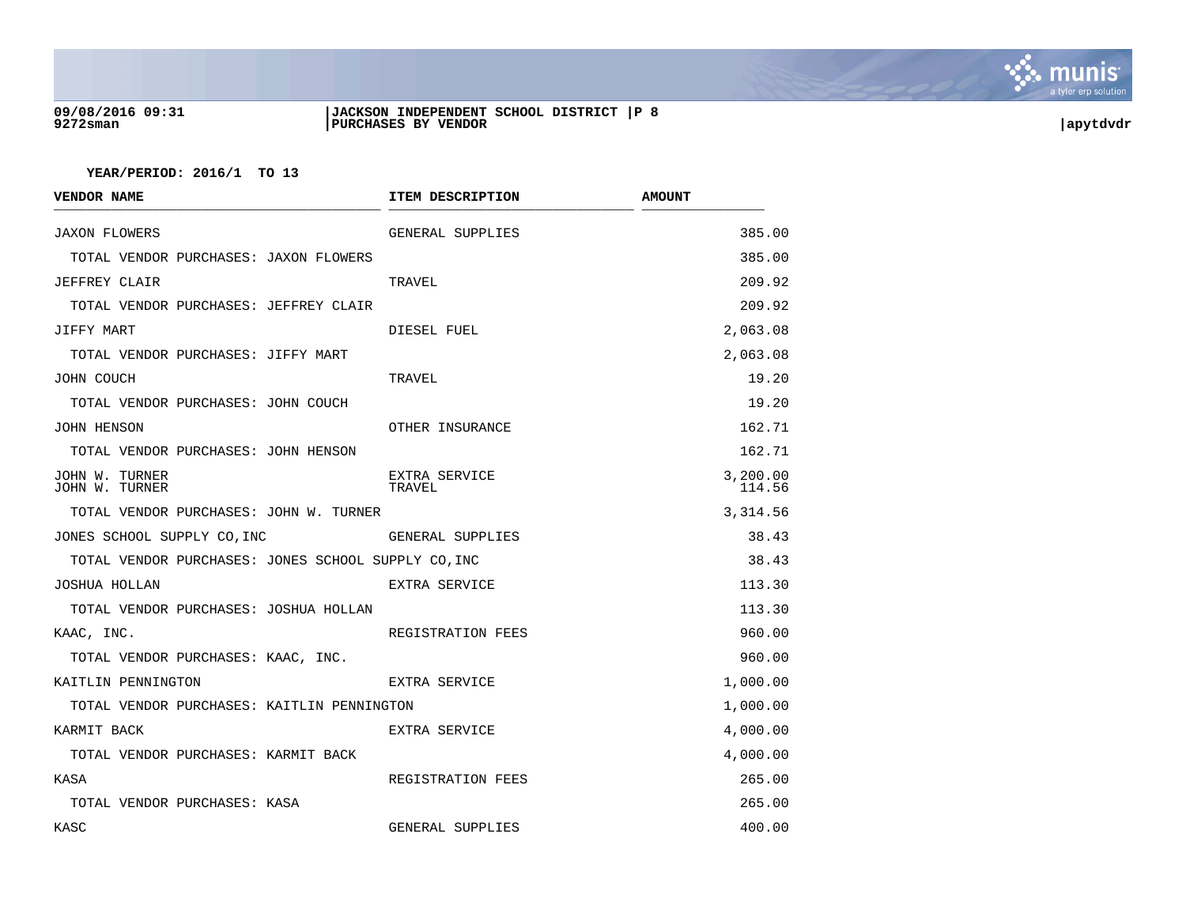**JACKSON INDEPENDENT SCHOOL DISTRICT**
**PURCHASES BY VENDOR**

**YEAR/PERIOD: 2016/1 TO 13**

| VENDOR NAME | ITEM DESCRIPTION | AMOUNT |
|---|---|---|
| JAXON FLOWERS | GENERAL SUPPLIES | 385.00 |
| TOTAL VENDOR PURCHASES: JAXON FLOWERS | | 385.00 |
| JEFFREY CLAIR | TRAVEL | 209.92 |
| TOTAL VENDOR PURCHASES: JEFFREY CLAIR | | 209.92 |
| JIFFY MART | DIESEL FUEL | 2,063.08 |
| TOTAL VENDOR PURCHASES: JIFFY MART | | 2,063.08 |
| JOHN COUCH | TRAVEL | 19.20 |
| TOTAL VENDOR PURCHASES: JOHN COUCH | | 19.20 |
| JOHN HENSON | OTHER INSURANCE | 162.71 |
| TOTAL VENDOR PURCHASES: JOHN HENSON | | 162.71 |
| JOHN W. TURNER | EXTRA SERVICE | 3,200.00 |
| JOHN W. TURNER | TRAVEL | 114.56 |
| TOTAL VENDOR PURCHASES: JOHN W. TURNER | | 3,314.56 |
| JONES SCHOOL SUPPLY CO,INC | GENERAL SUPPLIES | 38.43 |
| TOTAL VENDOR PURCHASES: JONES SCHOOL SUPPLY CO,INC | | 38.43 |
| JOSHUA HOLLAN | EXTRA SERVICE | 113.30 |
| TOTAL VENDOR PURCHASES: JOSHUA HOLLAN | | 113.30 |
| KAAC, INC. | REGISTRATION FEES | 960.00 |
| TOTAL VENDOR PURCHASES: KAAC, INC. | | 960.00 |
| KAITLIN PENNINGTON | EXTRA SERVICE | 1,000.00 |
| TOTAL VENDOR PURCHASES: KAITLIN PENNINGTON | | 1,000.00 |
| KARMIT BACK | EXTRA SERVICE | 4,000.00 |
| TOTAL VENDOR PURCHASES: KARMIT BACK | | 4,000.00 |
| KASA | REGISTRATION FEES | 265.00 |
| TOTAL VENDOR PURCHASES: KASA | | 265.00 |
| KASC | GENERAL SUPPLIES | 400.00 |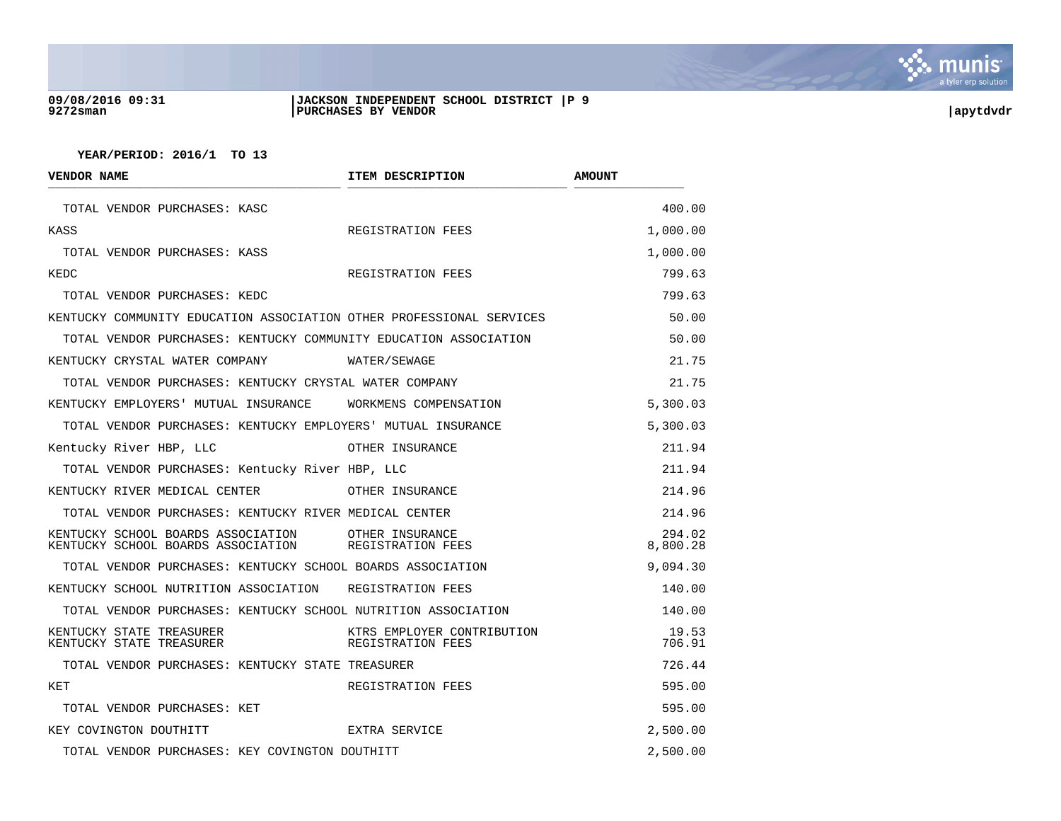YEAR/PERIOD: 2016/1 TO 13

| VENDOR NAME | ITEM DESCRIPTION | AMOUNT |
|---|---|---|
| TOTAL VENDOR PURCHASES: KASC | | 400.00 |
| KASS | REGISTRATION FEES | 1,000.00 |
| TOTAL VENDOR PURCHASES: KASS | | 1,000.00 |
| KEDC | REGISTRATION FEES | 799.63 |
| TOTAL VENDOR PURCHASES: KEDC | | 799.63 |
| KENTUCKY COMMUNITY EDUCATION ASSOCIATION | OTHER PROFESSIONAL SERVICES | 50.00 |
| TOTAL VENDOR PURCHASES: KENTUCKY COMMUNITY EDUCATION ASSOCIATION | | 50.00 |
| KENTUCKY CRYSTAL WATER COMPANY | WATER/SEWAGE | 21.75 |
| TOTAL VENDOR PURCHASES: KENTUCKY CRYSTAL WATER COMPANY | | 21.75 |
| KENTUCKY EMPLOYERS' MUTUAL INSURANCE | WORKMENS COMPENSATION | 5,300.03 |
| TOTAL VENDOR PURCHASES: KENTUCKY EMPLOYERS' MUTUAL INSURANCE | | 5,300.03 |
| Kentucky River HBP, LLC | OTHER INSURANCE | 211.94 |
| TOTAL VENDOR PURCHASES: Kentucky River HBP, LLC | | 211.94 |
| KENTUCKY RIVER MEDICAL CENTER | OTHER INSURANCE | 214.96 |
| TOTAL VENDOR PURCHASES: KENTUCKY RIVER MEDICAL CENTER | | 214.96 |
| KENTUCKY SCHOOL BOARDS ASSOCIATION | OTHER INSURANCE | 294.02 |
| KENTUCKY SCHOOL BOARDS ASSOCIATION | REGISTRATION FEES | 8,800.28 |
| TOTAL VENDOR PURCHASES: KENTUCKY SCHOOL BOARDS ASSOCIATION | | 9,094.30 |
| KENTUCKY SCHOOL NUTRITION ASSOCIATION | REGISTRATION FEES | 140.00 |
| TOTAL VENDOR PURCHASES: KENTUCKY SCHOOL NUTRITION ASSOCIATION | | 140.00 |
| KENTUCKY STATE TREASURER | KTRS EMPLOYER CONTRIBUTION | 19.53 |
| KENTUCKY STATE TREASURER | REGISTRATION FEES | 706.91 |
| TOTAL VENDOR PURCHASES: KENTUCKY STATE TREASURER | | 726.44 |
| KET | REGISTRATION FEES | 595.00 |
| TOTAL VENDOR PURCHASES: KET | | 595.00 |
| KEY COVINGTON DOUTHITT | EXTRA SERVICE | 2,500.00 |
| TOTAL VENDOR PURCHASES: KEY COVINGTON DOUTHITT | | 2,500.00 |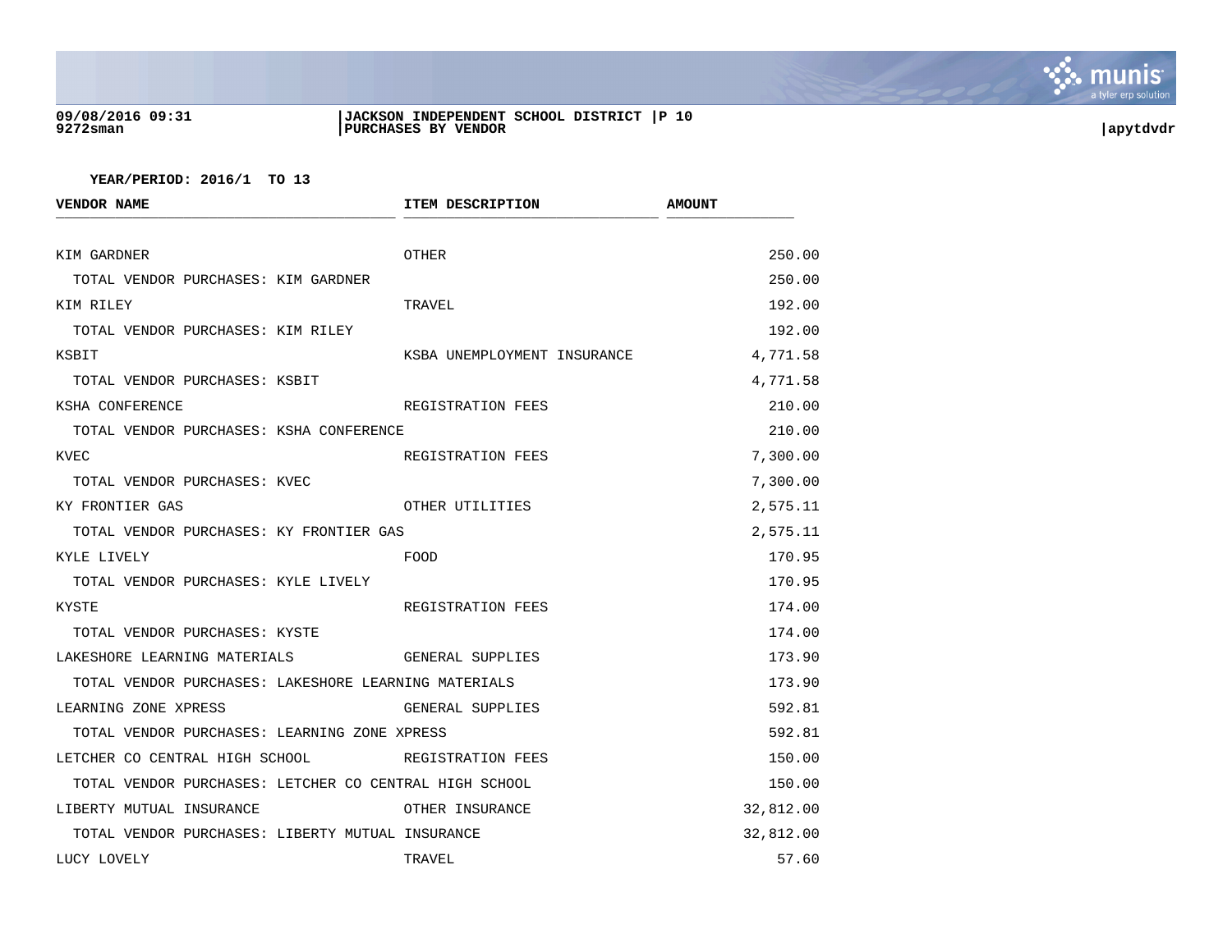YEAR/PERIOD: 2016/1 TO 13

| VENDOR NAME | ITEM DESCRIPTION | AMOUNT |
|---|---|---|
| KIM GARDNER | OTHER | 250.00 |
| TOTAL VENDOR PURCHASES: KIM GARDNER | | 250.00 |
| KIM RILEY | TRAVEL | 192.00 |
| TOTAL VENDOR PURCHASES: KIM RILEY | | 192.00 |
| KSBIT | KSBA UNEMPLOYMENT INSURANCE | 4,771.58 |
| TOTAL VENDOR PURCHASES: KSBIT | | 4,771.58 |
| KSHA CONFERENCE | REGISTRATION FEES | 210.00 |
| TOTAL VENDOR PURCHASES: KSHA CONFERENCE | | 210.00 |
| KVEC | REGISTRATION FEES | 7,300.00 |
| TOTAL VENDOR PURCHASES: KVEC | | 7,300.00 |
| KY FRONTIER GAS | OTHER UTILITIES | 2,575.11 |
| TOTAL VENDOR PURCHASES: KY FRONTIER GAS | | 2,575.11 |
| KYLE LIVELY | FOOD | 170.95 |
| TOTAL VENDOR PURCHASES: KYLE LIVELY | | 170.95 |
| KYSTE | REGISTRATION FEES | 174.00 |
| TOTAL VENDOR PURCHASES: KYSTE | | 174.00 |
| LAKESHORE LEARNING MATERIALS | GENERAL SUPPLIES | 173.90 |
| TOTAL VENDOR PURCHASES: LAKESHORE LEARNING MATERIALS | | 173.90 |
| LEARNING ZONE XPRESS | GENERAL SUPPLIES | 592.81 |
| TOTAL VENDOR PURCHASES: LEARNING ZONE XPRESS | | 592.81 |
| LETCHER CO CENTRAL HIGH SCHOOL | REGISTRATION FEES | 150.00 |
| TOTAL VENDOR PURCHASES: LETCHER CO CENTRAL HIGH SCHOOL | | 150.00 |
| LIBERTY MUTUAL INSURANCE | OTHER INSURANCE | 32,812.00 |
| TOTAL VENDOR PURCHASES: LIBERTY MUTUAL INSURANCE | | 32,812.00 |
| LUCY LOVELY | TRAVEL | 57.60 |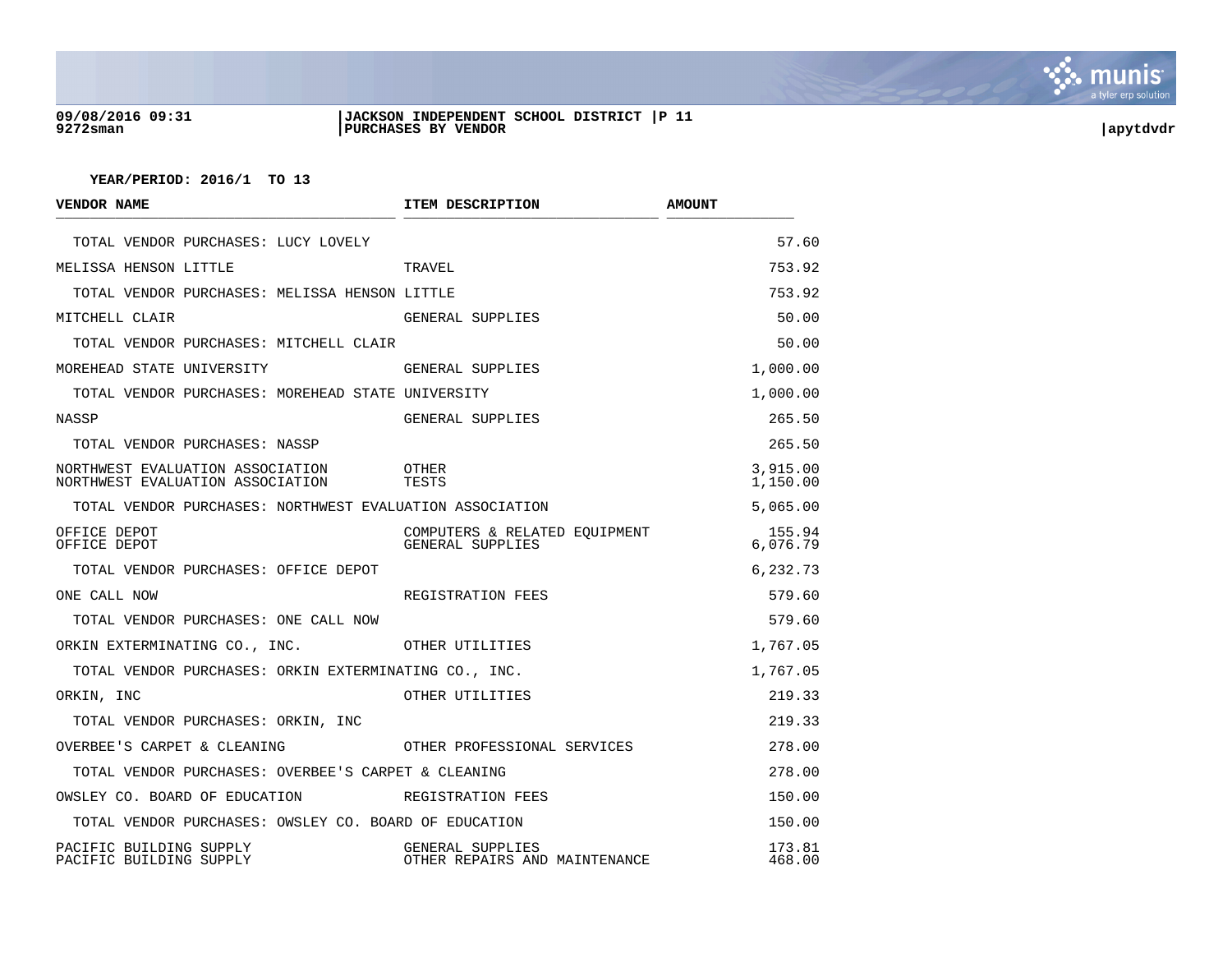YEAR/PERIOD: 2016/1 TO 13

| VENDOR NAME | ITEM DESCRIPTION | AMOUNT |
|---|---|---|
| TOTAL VENDOR PURCHASES: LUCY LOVELY | | 57.60 |
| MELISSA HENSON LITTLE | TRAVEL | 753.92 |
| TOTAL VENDOR PURCHASES: MELISSA HENSON LITTLE | | 753.92 |
| MITCHELL CLAIR | GENERAL SUPPLIES | 50.00 |
| TOTAL VENDOR PURCHASES: MITCHELL CLAIR | | 50.00 |
| MOREHEAD STATE UNIVERSITY | GENERAL SUPPLIES | 1,000.00 |
| TOTAL VENDOR PURCHASES: MOREHEAD STATE UNIVERSITY | | 1,000.00 |
| NASSP | GENERAL SUPPLIES | 265.50 |
| TOTAL VENDOR PURCHASES: NASSP | | 265.50 |
| NORTHWEST EVALUATION ASSOCIATION | OTHER | 3,915.00 |
| NORTHWEST EVALUATION ASSOCIATION | TESTS | 1,150.00 |
| TOTAL VENDOR PURCHASES: NORTHWEST EVALUATION ASSOCIATION | | 5,065.00 |
| OFFICE DEPOT | COMPUTERS & RELATED EQUIPMENT | 155.94 |
| OFFICE DEPOT | GENERAL SUPPLIES | 6,076.79 |
| TOTAL VENDOR PURCHASES: OFFICE DEPOT | | 6,232.73 |
| ONE CALL NOW | REGISTRATION FEES | 579.60 |
| TOTAL VENDOR PURCHASES: ONE CALL NOW | | 579.60 |
| ORKIN EXTERMINATING CO., INC. | OTHER UTILITIES | 1,767.05 |
| TOTAL VENDOR PURCHASES: ORKIN EXTERMINATING CO., INC. | | 1,767.05 |
| ORKIN, INC | OTHER UTILITIES | 219.33 |
| TOTAL VENDOR PURCHASES: ORKIN, INC | | 219.33 |
| OVERBEE'S CARPET & CLEANING | OTHER PROFESSIONAL SERVICES | 278.00 |
| TOTAL VENDOR PURCHASES: OVERBEE'S CARPET & CLEANING | | 278.00 |
| OWSLEY CO. BOARD OF EDUCATION | REGISTRATION FEES | 150.00 |
| TOTAL VENDOR PURCHASES: OWSLEY CO. BOARD OF EDUCATION | | 150.00 |
| PACIFIC BUILDING SUPPLY | GENERAL SUPPLIES | 173.81 |
| PACIFIC BUILDING SUPPLY | OTHER REPAIRS AND MAINTENANCE | 468.00 |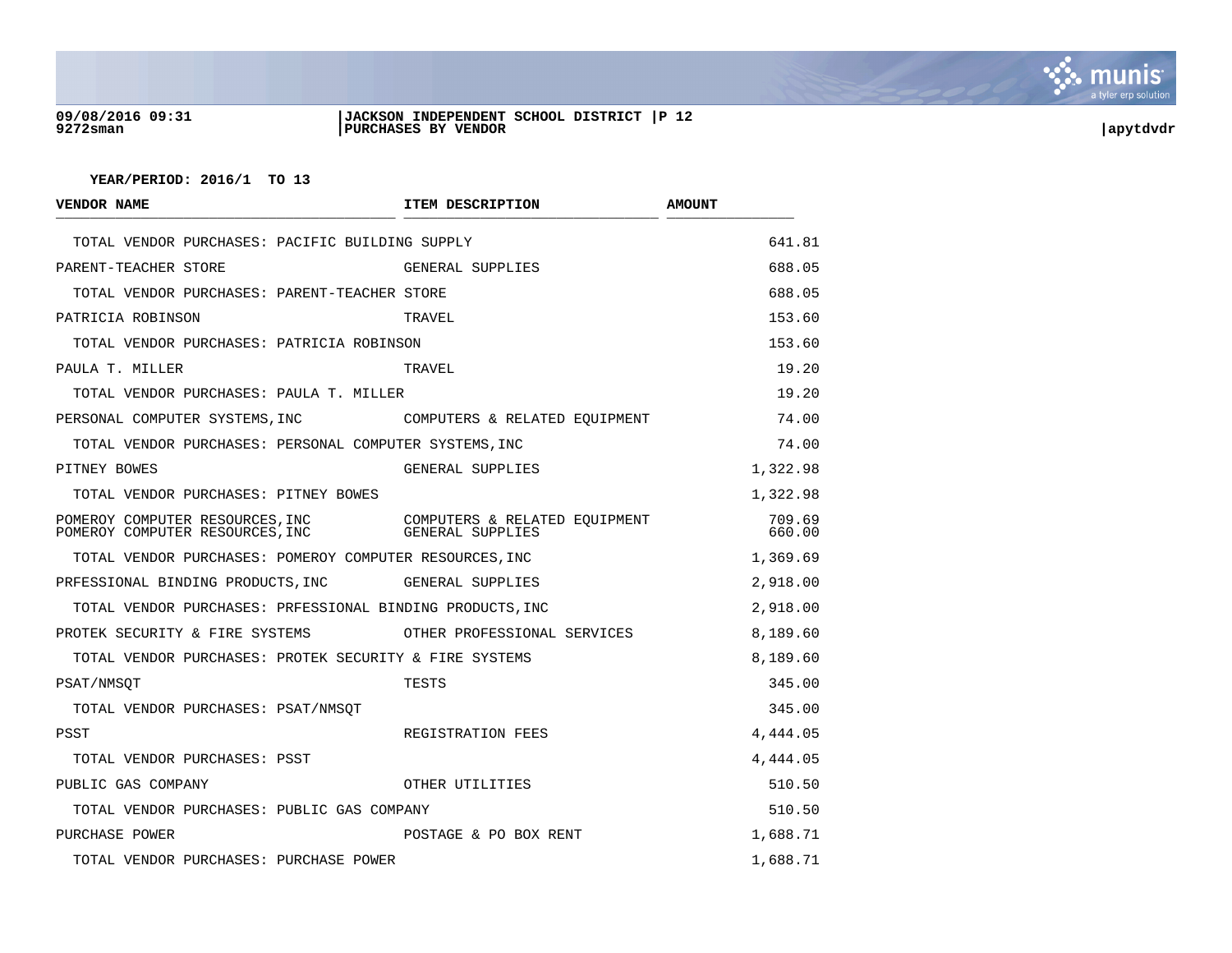**YEAR/PERIOD: 2016/1 TO 13**

| VENDOR NAME | ITEM DESCRIPTION | AMOUNT |
|---|---|---|
| TOTAL VENDOR PURCHASES: PACIFIC BUILDING SUPPLY | | 641.81 |
| PARENT-TEACHER STORE | GENERAL SUPPLIES | 688.05 |
| TOTAL VENDOR PURCHASES: PARENT-TEACHER STORE | | 688.05 |
| PATRICIA ROBINSON | TRAVEL | 153.60 |
| TOTAL VENDOR PURCHASES: PATRICIA ROBINSON | | 153.60 |
| PAULA T. MILLER | TRAVEL | 19.20 |
| TOTAL VENDOR PURCHASES: PAULA T. MILLER | | 19.20 |
| PERSONAL COMPUTER SYSTEMS,INC | COMPUTERS & RELATED EQUIPMENT | 74.00 |
| TOTAL VENDOR PURCHASES: PERSONAL COMPUTER SYSTEMS,INC | | 74.00 |
| PITNEY BOWES | GENERAL SUPPLIES | 1,322.98 |
| TOTAL VENDOR PURCHASES: PITNEY BOWES | | 1,322.98 |
| POMEROY COMPUTER RESOURCES,INC | COMPUTERS & RELATED EQUIPMENT | 709.69 |
| POMEROY COMPUTER RESOURCES,INC | GENERAL SUPPLIES | 660.00 |
| TOTAL VENDOR PURCHASES: POMEROY COMPUTER RESOURCES,INC | | 1,369.69 |
| PRFESSIONAL BINDING PRODUCTS,INC | GENERAL SUPPLIES | 2,918.00 |
| TOTAL VENDOR PURCHASES: PRFESSIONAL BINDING PRODUCTS,INC | | 2,918.00 |
| PROTEK SECURITY & FIRE SYSTEMS | OTHER PROFESSIONAL SERVICES | 8,189.60 |
| TOTAL VENDOR PURCHASES: PROTEK SECURITY & FIRE SYSTEMS | | 8,189.60 |
| PSAT/NMSQT | TESTS | 345.00 |
| TOTAL VENDOR PURCHASES: PSAT/NMSQT | | 345.00 |
| PSST | REGISTRATION FEES | 4,444.05 |
| TOTAL VENDOR PURCHASES: PSST | | 4,444.05 |
| PUBLIC GAS COMPANY | OTHER UTILITIES | 510.50 |
| TOTAL VENDOR PURCHASES: PUBLIC GAS COMPANY | | 510.50 |
| PURCHASE POWER | POSTAGE & PO BOX RENT | 1,688.71 |
| TOTAL VENDOR PURCHASES: PURCHASE POWER | | 1,688.71 |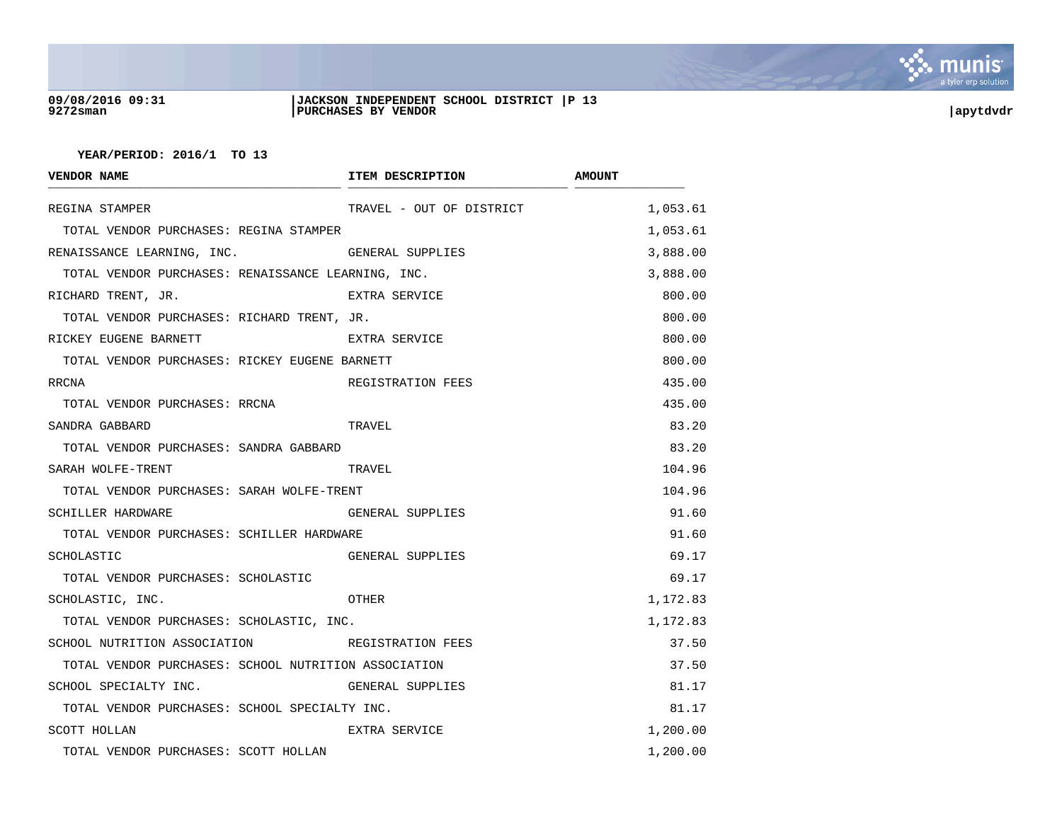YEAR/PERIOD: 2016/1 TO 13

| VENDOR NAME | ITEM DESCRIPTION | AMOUNT |
|---|---|---|
| REGINA STAMPER | TRAVEL - OUT OF DISTRICT | 1,053.61 |
| TOTAL VENDOR PURCHASES: REGINA STAMPER | | 1,053.61 |
| RENAISSANCE LEARNING, INC. | GENERAL SUPPLIES | 3,888.00 |
| TOTAL VENDOR PURCHASES: RENAISSANCE LEARNING, INC. | | 3,888.00 |
| RICHARD TRENT, JR. | EXTRA SERVICE | 800.00 |
| TOTAL VENDOR PURCHASES: RICHARD TRENT, JR. | | 800.00 |
| RICKEY EUGENE BARNETT | EXTRA SERVICE | 800.00 |
| TOTAL VENDOR PURCHASES: RICKEY EUGENE BARNETT | | 800.00 |
| RRCNA | REGISTRATION FEES | 435.00 |
| TOTAL VENDOR PURCHASES: RRCNA | | 435.00 |
| SANDRA GABBARD | TRAVEL | 83.20 |
| TOTAL VENDOR PURCHASES: SANDRA GABBARD | | 83.20 |
| SARAH WOLFE-TRENT | TRAVEL | 104.96 |
| TOTAL VENDOR PURCHASES: SARAH WOLFE-TRENT | | 104.96 |
| SCHILLER HARDWARE | GENERAL SUPPLIES | 91.60 |
| TOTAL VENDOR PURCHASES: SCHILLER HARDWARE | | 91.60 |
| SCHOLASTIC | GENERAL SUPPLIES | 69.17 |
| TOTAL VENDOR PURCHASES: SCHOLASTIC | | 69.17 |
| SCHOLASTIC, INC. | OTHER | 1,172.83 |
| TOTAL VENDOR PURCHASES: SCHOLASTIC, INC. | | 1,172.83 |
| SCHOOL NUTRITION ASSOCIATION | REGISTRATION FEES | 37.50 |
| TOTAL VENDOR PURCHASES: SCHOOL NUTRITION ASSOCIATION | | 37.50 |
| SCHOOL SPECIALTY INC. | GENERAL SUPPLIES | 81.17 |
| TOTAL VENDOR PURCHASES: SCHOOL SPECIALTY INC. | | 81.17 |
| SCOTT HOLLAN | EXTRA SERVICE | 1,200.00 |
| TOTAL VENDOR PURCHASES: SCOTT HOLLAN | | 1,200.00 |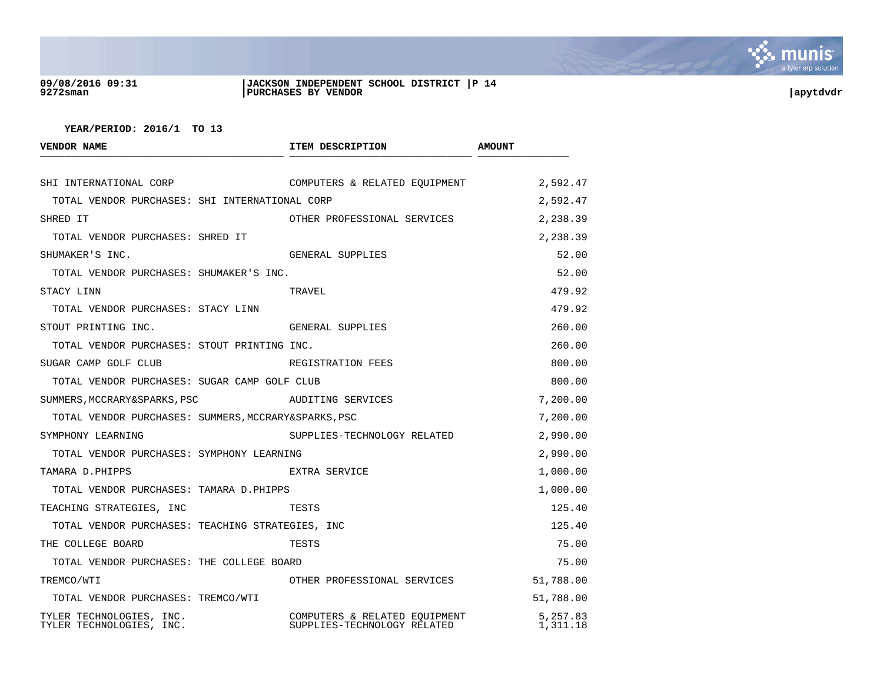YEAR/PERIOD: 2016/1 TO 13

| VENDOR NAME | ITEM DESCRIPTION | AMOUNT |
|---|---|---|
| SHI INTERNATIONAL CORP | COMPUTERS & RELATED EQUIPMENT | 2,592.47 |
| TOTAL VENDOR PURCHASES: SHI INTERNATIONAL CORP | | 2,592.47 |
| SHRED IT | OTHER PROFESSIONAL SERVICES | 2,238.39 |
| TOTAL VENDOR PURCHASES: SHRED IT | | 2,238.39 |
| SHUMAKER'S INC. | GENERAL SUPPLIES | 52.00 |
| TOTAL VENDOR PURCHASES: SHUMAKER'S INC. | | 52.00 |
| STACY LINN | TRAVEL | 479.92 |
| TOTAL VENDOR PURCHASES: STACY LINN | | 479.92 |
| STOUT PRINTING INC. | GENERAL SUPPLIES | 260.00 |
| TOTAL VENDOR PURCHASES: STOUT PRINTING INC. | | 260.00 |
| SUGAR CAMP GOLF CLUB | REGISTRATION FEES | 800.00 |
| TOTAL VENDOR PURCHASES: SUGAR CAMP GOLF CLUB | | 800.00 |
| SUMMERS,MCCRARY&SPARKS,PSC | AUDITING SERVICES | 7,200.00 |
| TOTAL VENDOR PURCHASES: SUMMERS,MCCRARY&SPARKS,PSC | | 7,200.00 |
| SYMPHONY LEARNING | SUPPLIES-TECHNOLOGY RELATED | 2,990.00 |
| TOTAL VENDOR PURCHASES: SYMPHONY LEARNING | | 2,990.00 |
| TAMARA D.PHIPPS | EXTRA SERVICE | 1,000.00 |
| TOTAL VENDOR PURCHASES: TAMARA D.PHIPPS | | 1,000.00 |
| TEACHING STRATEGIES, INC | TESTS | 125.40 |
| TOTAL VENDOR PURCHASES: TEACHING STRATEGIES, INC | | 125.40 |
| THE COLLEGE BOARD | TESTS | 75.00 |
| TOTAL VENDOR PURCHASES: THE COLLEGE BOARD | | 75.00 |
| TREMCO/WTI | OTHER PROFESSIONAL SERVICES | 51,788.00 |
| TOTAL VENDOR PURCHASES: TREMCO/WTI | | 51,788.00 |
| TYLER TECHNOLOGIES, INC. | COMPUTERS & RELATED EQUIPMENT | 5,257.83 |
| TYLER TECHNOLOGIES, INC. | SUPPLIES-TECHNOLOGY RELATED | 1,311.18 |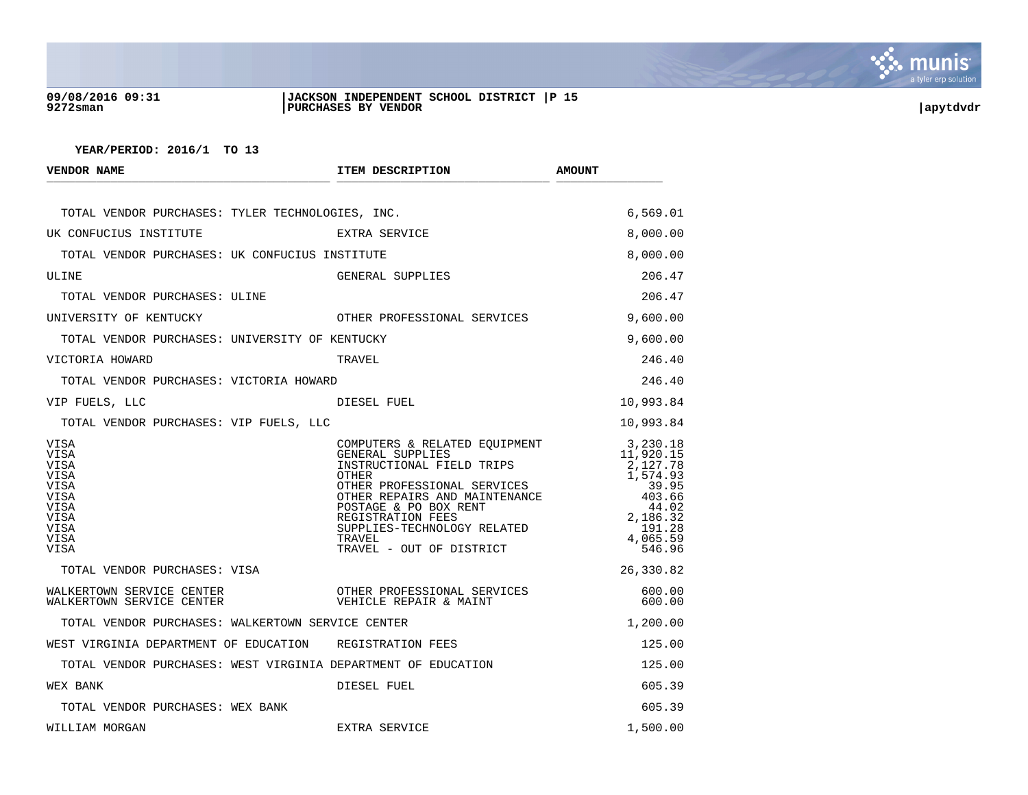YEAR/PERIOD: 2016/1 TO 13

| VENDOR NAME | ITEM DESCRIPTION | AMOUNT |
|---|---|---|
| TOTAL VENDOR PURCHASES: TYLER TECHNOLOGIES, INC. | | 6,569.01 |
| UK CONFUCIUS INSTITUTE | EXTRA SERVICE | 8,000.00 |
| TOTAL VENDOR PURCHASES: UK CONFUCIUS INSTITUTE | | 8,000.00 |
| ULINE | GENERAL SUPPLIES | 206.47 |
| TOTAL VENDOR PURCHASES: ULINE | | 206.47 |
| UNIVERSITY OF KENTUCKY | OTHER PROFESSIONAL SERVICES | 9,600.00 |
| TOTAL VENDOR PURCHASES: UNIVERSITY OF KENTUCKY | | 9,600.00 |
| VICTORIA HOWARD | TRAVEL | 246.40 |
| TOTAL VENDOR PURCHASES: VICTORIA HOWARD | | 246.40 |
| VIP FUELS, LLC | DIESEL FUEL | 10,993.84 |
| TOTAL VENDOR PURCHASES: VIP FUELS, LLC | | 10,993.84 |
| VISA | COMPUTERS & RELATED EQUIPMENT | 3,230.18 |
| VISA | GENERAL SUPPLIES | 11,920.15 |
| VISA | INSTRUCTIONAL FIELD TRIPS | 2,127.78 |
| VISA | OTHER | 1,574.93 |
| VISA | OTHER PROFESSIONAL SERVICES | 39.95 |
| VISA | OTHER REPAIRS AND MAINTENANCE | 403.66 |
| VISA | POSTAGE & PO BOX RENT | 44.02 |
| VISA | REGISTRATION FEES | 2,186.32 |
| VISA | SUPPLIES-TECHNOLOGY RELATED | 191.28 |
| VISA | TRAVEL | 4,065.59 |
| VISA | TRAVEL - OUT OF DISTRICT | 546.96 |
| TOTAL VENDOR PURCHASES: VISA | | 26,330.82 |
| WALKERTOWN SERVICE CENTER | OTHER PROFESSIONAL SERVICES | 600.00 |
| WALKERTOWN SERVICE CENTER | VEHICLE REPAIR & MAINT | 600.00 |
| TOTAL VENDOR PURCHASES: WALKERTOWN SERVICE CENTER | | 1,200.00 |
| WEST VIRGINIA DEPARTMENT OF EDUCATION | REGISTRATION FEES | 125.00 |
| TOTAL VENDOR PURCHASES: WEST VIRGINIA DEPARTMENT OF EDUCATION | | 125.00 |
| WEX BANK | DIESEL FUEL | 605.39 |
| TOTAL VENDOR PURCHASES: WEX BANK | | 605.39 |
| WILLIAM MORGAN | EXTRA SERVICE | 1,500.00 |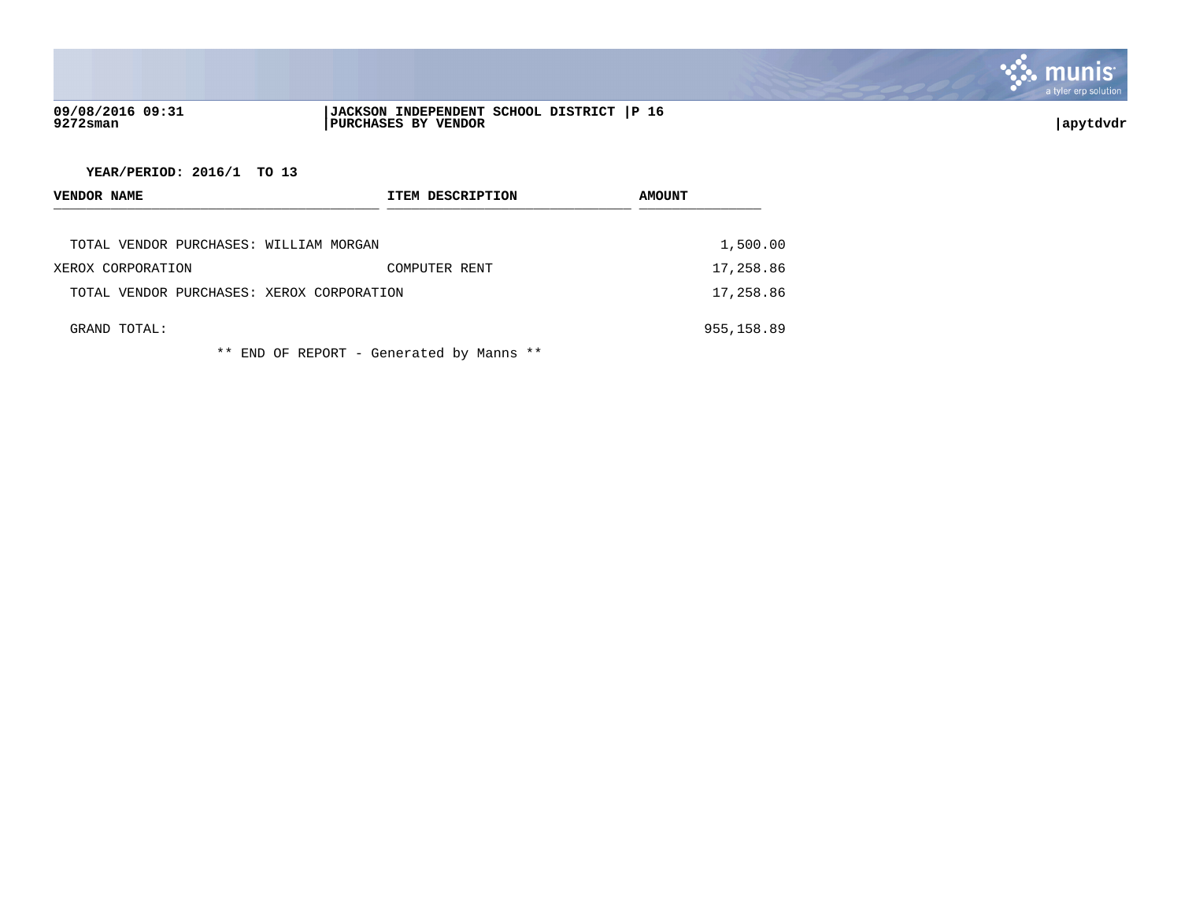YEAR/PERIOD: 2016/1 TO 13

| VENDOR NAME | ITEM DESCRIPTION | AMOUNT |
|---|---|---|
| TOTAL VENDOR PURCHASES: WILLIAM MORGAN | | 1,500.00 |
| XEROX CORPORATION | COMPUTER RENT | 17,258.86 |
| TOTAL VENDOR PURCHASES: XEROX CORPORATION | | 17,258.86 |
| GRAND TOTAL: | | 955,158.89 |

** END OF REPORT - Generated by Manns **